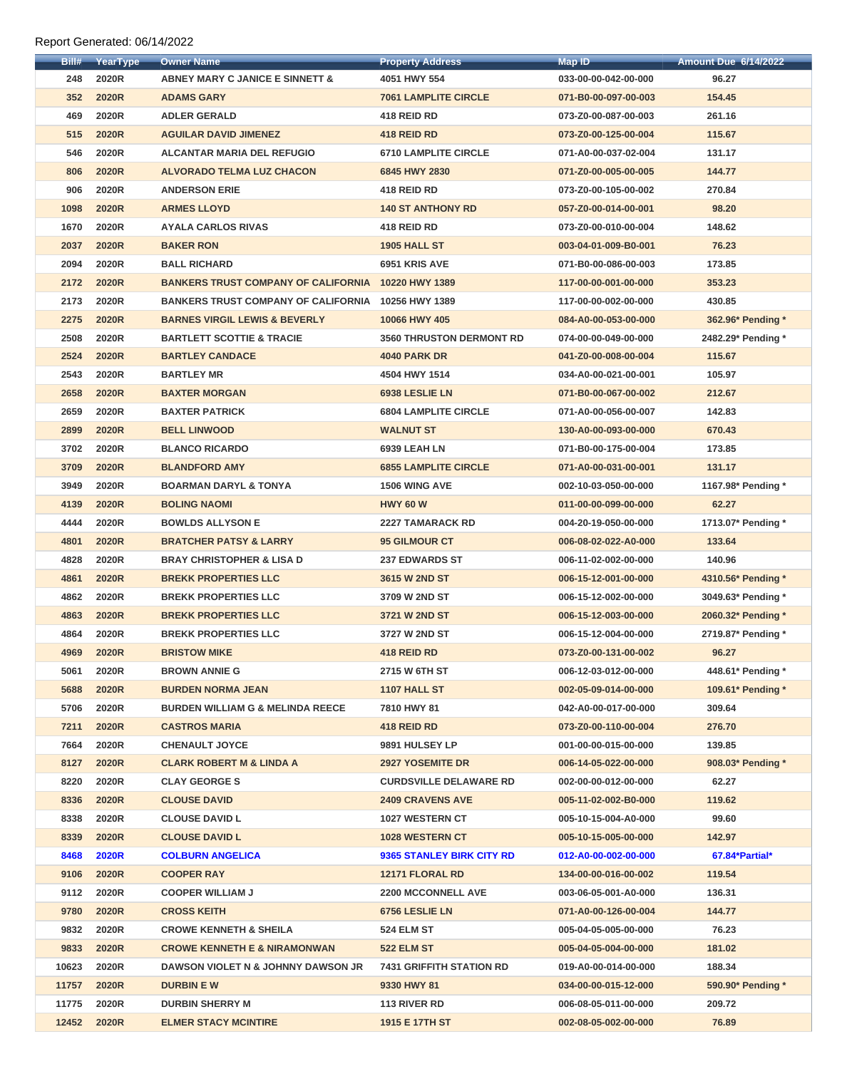Report Generated: 06/14/2022

| Bill# | YearType | Owner Name | Property Address | Map ID | Amount Due 6/14/2022 |
|---|---|---|---|---|---|
| 248 | 2020R | ABNEY MARY C JANICE E SINNETT & | 4051 HWY 554 | 033-00-00-042-00-000 | 96.27 |
| 352 | 2020R | ADAMS GARY | 7061 LAMPLITE CIRCLE | 071-B0-00-097-00-003 | 154.45 |
| 469 | 2020R | ADLER GERALD | 418 REID RD | 073-Z0-00-087-00-003 | 261.16 |
| 515 | 2020R | AGUILAR DAVID JIMENEZ | 418 REID RD | 073-Z0-00-125-00-004 | 115.67 |
| 546 | 2020R | ALCANTAR MARIA DEL REFUGIO | 6710 LAMPLITE CIRCLE | 071-A0-00-037-02-004 | 131.17 |
| 806 | 2020R | ALVORADO TELMA LUZ CHACON | 6845 HWY 2830 | 071-Z0-00-005-00-005 | 144.77 |
| 906 | 2020R | ANDERSON ERIE | 418 REID RD | 073-Z0-00-105-00-002 | 270.84 |
| 1098 | 2020R | ARMES LLOYD | 140 ST ANTHONY RD | 057-Z0-00-014-00-001 | 98.20 |
| 1670 | 2020R | AYALA CARLOS RIVAS | 418 REID RD | 073-Z0-00-010-00-004 | 148.62 |
| 2037 | 2020R | BAKER RON | 1905 HALL ST | 003-04-01-009-B0-001 | 76.23 |
| 2094 | 2020R | BALL RICHARD | 6951 KRIS AVE | 071-B0-00-086-00-003 | 173.85 |
| 2172 | 2020R | BANKERS TRUST COMPANY OF CALIFORNIA | 10220 HWY 1389 | 117-00-00-001-00-000 | 353.23 |
| 2173 | 2020R | BANKERS TRUST COMPANY OF CALIFORNIA | 10256 HWY 1389 | 117-00-00-002-00-000 | 430.85 |
| 2275 | 2020R | BARNES VIRGIL LEWIS & BEVERLY | 10066 HWY 405 | 084-A0-00-053-00-000 | 362.96* Pending * |
| 2508 | 2020R | BARTLETT SCOTTIE & TRACIE | 3560 THRUSTON DERMONT RD | 074-00-00-049-00-000 | 2482.29* Pending * |
| 2524 | 2020R | BARTLEY CANDACE | 4040 PARK DR | 041-Z0-00-008-00-004 | 115.67 |
| 2543 | 2020R | BARTLEY MR | 4504 HWY 1514 | 034-A0-00-021-00-001 | 105.97 |
| 2658 | 2020R | BAXTER MORGAN | 6938 LESLIE LN | 071-B0-00-067-00-002 | 212.67 |
| 2659 | 2020R | BAXTER PATRICK | 6804 LAMPLITE CIRCLE | 071-A0-00-056-00-007 | 142.83 |
| 2899 | 2020R | BELL LINWOOD | WALNUT ST | 130-A0-00-093-00-000 | 670.43 |
| 3702 | 2020R | BLANCO RICARDO | 6939 LEAH LN | 071-B0-00-175-00-004 | 173.85 |
| 3709 | 2020R | BLANDFORD AMY | 6855 LAMPLITE CIRCLE | 071-A0-00-031-00-001 | 131.17 |
| 3949 | 2020R | BOARMAN DARYL & TONYA | 1506 WING AVE | 002-10-03-050-00-000 | 1167.98* Pending * |
| 4139 | 2020R | BOLING NAOMI | HWY 60 W | 011-00-00-099-00-000 | 62.27 |
| 4444 | 2020R | BOWLDS ALLYSON E | 2227 TAMARACK RD | 004-20-19-050-00-000 | 1713.07* Pending * |
| 4801 | 2020R | BRATCHER PATSY & LARRY | 95 GILMOUR CT | 006-08-02-022-A0-000 | 133.64 |
| 4828 | 2020R | BRAY CHRISTOPHER & LISA D | 237 EDWARDS ST | 006-11-02-002-00-000 | 140.96 |
| 4861 | 2020R | BREKK PROPERTIES LLC | 3615 W 2ND ST | 006-15-12-001-00-000 | 4310.56* Pending * |
| 4862 | 2020R | BREKK PROPERTIES LLC | 3709 W 2ND ST | 006-15-12-002-00-000 | 3049.63* Pending * |
| 4863 | 2020R | BREKK PROPERTIES LLC | 3721 W 2ND ST | 006-15-12-003-00-000 | 2060.32* Pending * |
| 4864 | 2020R | BREKK PROPERTIES LLC | 3727 W 2ND ST | 006-15-12-004-00-000 | 2719.87* Pending * |
| 4969 | 2020R | BRISTOW MIKE | 418 REID RD | 073-Z0-00-131-00-002 | 96.27 |
| 5061 | 2020R | BROWN ANNIE G | 2715 W 6TH ST | 006-12-03-012-00-000 | 448.61* Pending * |
| 5688 | 2020R | BURDEN NORMA JEAN | 1107 HALL ST | 002-05-09-014-00-000 | 109.61* Pending * |
| 5706 | 2020R | BURDEN WILLIAM G & MELINDA REECE | 7810 HWY 81 | 042-A0-00-017-00-000 | 309.64 |
| 7211 | 2020R | CASTROS MARIA | 418 REID RD | 073-Z0-00-110-00-004 | 276.70 |
| 7664 | 2020R | CHENAULT JOYCE | 9891 HULSEY LP | 001-00-00-015-00-000 | 139.85 |
| 8127 | 2020R | CLARK ROBERT M & LINDA A | 2927 YOSEMITE DR | 006-14-05-022-00-000 | 908.03* Pending * |
| 8220 | 2020R | CLAY GEORGE S | CURDSVILLE DELAWARE RD | 002-00-00-012-00-000 | 62.27 |
| 8336 | 2020R | CLOUSE DAVID | 2409 CRAVENS AVE | 005-11-02-002-B0-000 | 119.62 |
| 8338 | 2020R | CLOUSE DAVID L | 1027 WESTERN CT | 005-10-15-004-A0-000 | 99.60 |
| 8339 | 2020R | CLOUSE DAVID L | 1028 WESTERN CT | 005-10-15-005-00-000 | 142.97 |
| 8468 | 2020R | COLBURN ANGELICA | 9365 STANLEY BIRK CITY RD | 012-A0-00-002-00-000 | 67.84*Partial* |
| 9106 | 2020R | COOPER RAY | 12171 FLORAL RD | 134-00-00-016-00-002 | 119.54 |
| 9112 | 2020R | COOPER WILLIAM J | 2200 MCCONNELL AVE | 003-06-05-001-A0-000 | 136.31 |
| 9780 | 2020R | CROSS KEITH | 6756 LESLIE LN | 071-A0-00-126-00-004 | 144.77 |
| 9832 | 2020R | CROWE KENNETH & SHEILA | 524 ELM ST | 005-04-05-005-00-000 | 76.23 |
| 9833 | 2020R | CROWE KENNETH E & NIRAMONWAN | 522 ELM ST | 005-04-05-004-00-000 | 181.02 |
| 10623 | 2020R | DAWSON VIOLET N & JOHNNY DAWSON JR | 7431 GRIFFITH STATION RD | 019-A0-00-014-00-000 | 188.34 |
| 11757 | 2020R | DURBIN E W | 9330 HWY 81 | 034-00-00-015-12-000 | 590.90* Pending * |
| 11775 | 2020R | DURBIN SHERRY M | 113 RIVER RD | 006-08-05-011-00-000 | 209.72 |
| 12452 | 2020R | ELMER STACY MCINTIRE | 1915 E 17TH ST | 002-08-05-002-00-000 | 76.89 |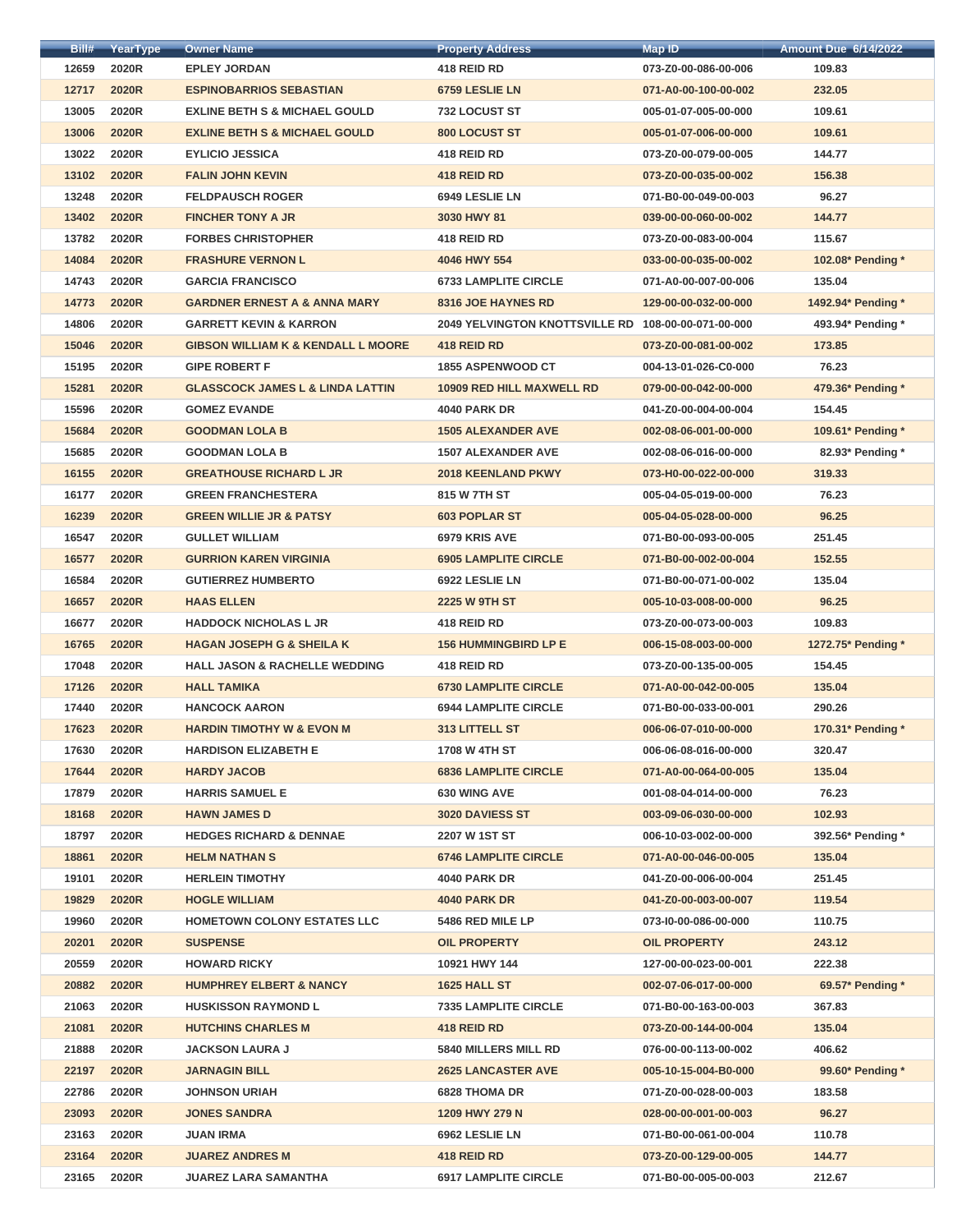| Bill# | YearType | Owner Name | Property Address | Map ID | Amount Due 6/14/2022 |
|---|---|---|---|---|---|
| 12659 | 2020R | EPLEY JORDAN | 418 REID RD | 073-Z0-00-086-00-006 | 109.83 |
| 12717 | 2020R | ESPINOBARRIOS SEBASTIAN | 6759 LESLIE LN | 071-A0-00-100-00-002 | 232.05 |
| 13005 | 2020R | EXLINE BETH S & MICHAEL GOULD | 732 LOCUST ST | 005-01-07-005-00-000 | 109.61 |
| 13006 | 2020R | EXLINE BETH S & MICHAEL GOULD | 800 LOCUST ST | 005-01-07-006-00-000 | 109.61 |
| 13022 | 2020R | EYLICIO JESSICA | 418 REID RD | 073-Z0-00-079-00-005 | 144.77 |
| 13102 | 2020R | FALIN JOHN KEVIN | 418 REID RD | 073-Z0-00-035-00-002 | 156.38 |
| 13248 | 2020R | FELDPAUSCH ROGER | 6949 LESLIE LN | 071-B0-00-049-00-003 | 96.27 |
| 13402 | 2020R | FINCHER TONY A JR | 3030 HWY 81 | 039-00-00-060-00-002 | 144.77 |
| 13782 | 2020R | FORBES CHRISTOPHER | 418 REID RD | 073-Z0-00-083-00-004 | 115.67 |
| 14084 | 2020R | FRASHURE VERNON L | 4046 HWY 554 | 033-00-00-035-00-002 | 102.08* Pending * |
| 14743 | 2020R | GARCIA FRANCISCO | 6733 LAMPLITE CIRCLE | 071-A0-00-007-00-006 | 135.04 |
| 14773 | 2020R | GARDNER ERNEST A & ANNA MARY | 8316 JOE HAYNES RD | 129-00-00-032-00-000 | 1492.94* Pending * |
| 14806 | 2020R | GARRETT KEVIN & KARRON | 2049 YELVINGTON KNOTTSVILLE RD | 108-00-00-071-00-000 | 493.94* Pending * |
| 15046 | 2020R | GIBSON WILLIAM K & KENDALL L MOORE | 418 REID RD | 073-Z0-00-081-00-002 | 173.85 |
| 15195 | 2020R | GIPE ROBERT F | 1855 ASPENWOOD CT | 004-13-01-026-C0-000 | 76.23 |
| 15281 | 2020R | GLASSCOCK JAMES L & LINDA LATTIN | 10909 RED HILL MAXWELL RD | 079-00-00-042-00-000 | 479.36* Pending * |
| 15596 | 2020R | GOMEZ EVANDE | 4040 PARK DR | 041-Z0-00-004-00-004 | 154.45 |
| 15684 | 2020R | GOODMAN LOLA B | 1505 ALEXANDER AVE | 002-08-06-001-00-000 | 109.61* Pending * |
| 15685 | 2020R | GOODMAN LOLA B | 1507 ALEXANDER AVE | 002-08-06-016-00-000 | 82.93* Pending * |
| 16155 | 2020R | GREATHOUSE RICHARD L JR | 2018 KEENLAND PKWY | 073-H0-00-022-00-000 | 319.33 |
| 16177 | 2020R | GREEN FRANCHESTERA | 815 W 7TH ST | 005-04-05-019-00-000 | 76.23 |
| 16239 | 2020R | GREEN WILLIE JR & PATSY | 603 POPLAR ST | 005-04-05-028-00-000 | 96.25 |
| 16547 | 2020R | GULLET WILLIAM | 6979 KRIS AVE | 071-B0-00-093-00-005 | 251.45 |
| 16577 | 2020R | GURRION KAREN VIRGINIA | 6905 LAMPLITE CIRCLE | 071-B0-00-002-00-004 | 152.55 |
| 16584 | 2020R | GUTIERREZ HUMBERTO | 6922 LESLIE LN | 071-B0-00-071-00-002 | 135.04 |
| 16657 | 2020R | HAAS ELLEN | 2225 W 9TH ST | 005-10-03-008-00-000 | 96.25 |
| 16677 | 2020R | HADDOCK NICHOLAS L JR | 418 REID RD | 073-Z0-00-073-00-003 | 109.83 |
| 16765 | 2020R | HAGAN JOSEPH G & SHEILA K | 156 HUMMINGBIRD LP E | 006-15-08-003-00-000 | 1272.75* Pending * |
| 17048 | 2020R | HALL JASON & RACHELLE WEDDING | 418 REID RD | 073-Z0-00-135-00-005 | 154.45 |
| 17126 | 2020R | HALL TAMIKA | 6730 LAMPLITE CIRCLE | 071-A0-00-042-00-005 | 135.04 |
| 17440 | 2020R | HANCOCK AARON | 6944 LAMPLITE CIRCLE | 071-B0-00-033-00-001 | 290.26 |
| 17623 | 2020R | HARDIN TIMOTHY W & EVON M | 313 LITTELL ST | 006-06-07-010-00-000 | 170.31* Pending * |
| 17630 | 2020R | HARDISON ELIZABETH E | 1708 W 4TH ST | 006-06-08-016-00-000 | 320.47 |
| 17644 | 2020R | HARDY JACOB | 6836 LAMPLITE CIRCLE | 071-A0-00-064-00-005 | 135.04 |
| 17879 | 2020R | HARRIS SAMUEL E | 630 WING AVE | 001-08-04-014-00-000 | 76.23 |
| 18168 | 2020R | HAWN JAMES D | 3020 DAVIESS ST | 003-09-06-030-00-000 | 102.93 |
| 18797 | 2020R | HEDGES RICHARD & DENNAE | 2207 W 1ST ST | 006-10-03-002-00-000 | 392.56* Pending * |
| 18861 | 2020R | HELM NATHAN S | 6746 LAMPLITE CIRCLE | 071-A0-00-046-00-005 | 135.04 |
| 19101 | 2020R | HERLEIN TIMOTHY | 4040 PARK DR | 041-Z0-00-006-00-004 | 251.45 |
| 19829 | 2020R | HOGLE WILLIAM | 4040 PARK DR | 041-Z0-00-003-00-007 | 119.54 |
| 19960 | 2020R | HOMETOWN COLONY ESTATES LLC | 5486 RED MILE LP | 073-I0-00-086-00-000 | 110.75 |
| 20201 | 2020R | SUSPENSE | OIL PROPERTY | OIL PROPERTY | 243.12 |
| 20559 | 2020R | HOWARD RICKY | 10921 HWY 144 | 127-00-00-023-00-001 | 222.38 |
| 20882 | 2020R | HUMPHREY ELBERT & NANCY | 1625 HALL ST | 002-07-06-017-00-000 | 69.57* Pending * |
| 21063 | 2020R | HUSKISSON RAYMOND L | 7335 LAMPLITE CIRCLE | 071-B0-00-163-00-003 | 367.83 |
| 21081 | 2020R | HUTCHINS CHARLES M | 418 REID RD | 073-Z0-00-144-00-004 | 135.04 |
| 21888 | 2020R | JACKSON LAURA J | 5840 MILLERS MILL RD | 076-00-00-113-00-002 | 406.62 |
| 22197 | 2020R | JARNAGIN BILL | 2625 LANCASTER AVE | 005-10-15-004-B0-000 | 99.60* Pending * |
| 22786 | 2020R | JOHNSON URIAH | 6828 THOMA DR | 071-Z0-00-028-00-003 | 183.58 |
| 23093 | 2020R | JONES SANDRA | 1209 HWY 279 N | 028-00-00-001-00-003 | 96.27 |
| 23163 | 2020R | JUAN IRMA | 6962 LESLIE LN | 071-B0-00-061-00-004 | 110.78 |
| 23164 | 2020R | JUAREZ ANDRES M | 418 REID RD | 073-Z0-00-129-00-005 | 144.77 |
| 23165 | 2020R | JUAREZ LARA SAMANTHA | 6917 LAMPLITE CIRCLE | 071-B0-00-005-00-003 | 212.67 |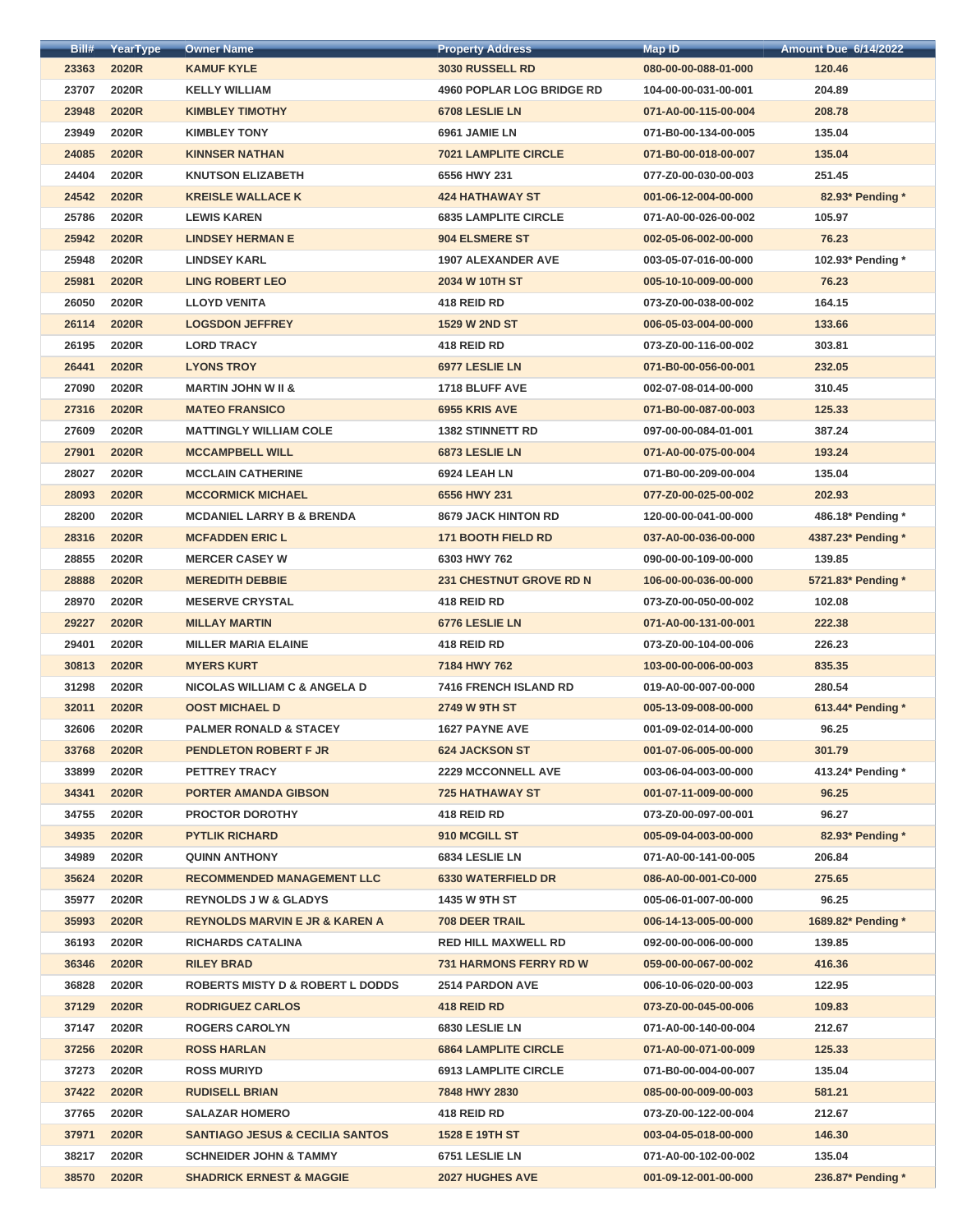| Bill# | YearType | Owner Name | Property Address | Map ID | Amount Due 6/14/2022 |
| --- | --- | --- | --- | --- | --- |
| 23363 | 2020R | KAMUF KYLE | 3030 RUSSELL RD | 080-00-00-088-01-000 | 120.46 |
| 23707 | 2020R | KELLY WILLIAM | 4960 POPLAR LOG BRIDGE RD | 104-00-00-031-00-001 | 204.89 |
| 23948 | 2020R | KIMBLEY TIMOTHY | 6708 LESLIE LN | 071-A0-00-115-00-004 | 208.78 |
| 23949 | 2020R | KIMBLEY TONY | 6961 JAMIE LN | 071-B0-00-134-00-005 | 135.04 |
| 24085 | 2020R | KINNSER NATHAN | 7021 LAMPLITE CIRCLE | 071-B0-00-018-00-007 | 135.04 |
| 24404 | 2020R | KNUTSON ELIZABETH | 6556 HWY 231 | 077-Z0-00-030-00-003 | 251.45 |
| 24542 | 2020R | KREISLE WALLACE K | 424 HATHAWAY ST | 001-06-12-004-00-000 | 82.93* Pending * |
| 25786 | 2020R | LEWIS KAREN | 6835 LAMPLITE CIRCLE | 071-A0-00-026-00-002 | 105.97 |
| 25942 | 2020R | LINDSEY HERMAN E | 904 ELSMERE ST | 002-05-06-002-00-000 | 76.23 |
| 25948 | 2020R | LINDSEY KARL | 1907 ALEXANDER AVE | 003-05-07-016-00-000 | 102.93* Pending * |
| 25981 | 2020R | LING ROBERT LEO | 2034 W 10TH ST | 005-10-10-009-00-000 | 76.23 |
| 26050 | 2020R | LLOYD VENITA | 418 REID RD | 073-Z0-00-038-00-002 | 164.15 |
| 26114 | 2020R | LOGSDON JEFFREY | 1529 W 2ND ST | 006-05-03-004-00-000 | 133.66 |
| 26195 | 2020R | LORD TRACY | 418 REID RD | 073-Z0-00-116-00-002 | 303.81 |
| 26441 | 2020R | LYONS TROY | 6977 LESLIE LN | 071-B0-00-056-00-001 | 232.05 |
| 27090 | 2020R | MARTIN JOHN W II & | 1718 BLUFF AVE | 002-07-08-014-00-000 | 310.45 |
| 27316 | 2020R | MATEO FRANSICO | 6955 KRIS AVE | 071-B0-00-087-00-003 | 125.33 |
| 27609 | 2020R | MATTINGLY WILLIAM COLE | 1382 STINNETT RD | 097-00-00-084-01-001 | 387.24 |
| 27901 | 2020R | MCCAMPBELL WILL | 6873 LESLIE LN | 071-A0-00-075-00-004 | 193.24 |
| 28027 | 2020R | MCCLAIN CATHERINE | 6924 LEAH LN | 071-B0-00-209-00-004 | 135.04 |
| 28093 | 2020R | MCCORMICK MICHAEL | 6556 HWY 231 | 077-Z0-00-025-00-002 | 202.93 |
| 28200 | 2020R | MCDANIEL LARRY B & BRENDA | 8679 JACK HINTON RD | 120-00-00-041-00-000 | 486.18* Pending * |
| 28316 | 2020R | MCFADDEN ERIC L | 171 BOOTH FIELD RD | 037-A0-00-036-00-000 | 4387.23* Pending * |
| 28855 | 2020R | MERCER CASEY W | 6303 HWY 762 | 090-00-00-109-00-000 | 139.85 |
| 28888 | 2020R | MEREDITH DEBBIE | 231 CHESTNUT GROVE RD N | 106-00-00-036-00-000 | 5721.83* Pending * |
| 28970 | 2020R | MESERVE CRYSTAL | 418 REID RD | 073-Z0-00-050-00-002 | 102.08 |
| 29227 | 2020R | MILLAY MARTIN | 6776 LESLIE LN | 071-A0-00-131-00-001 | 222.38 |
| 29401 | 2020R | MILLER MARIA ELAINE | 418 REID RD | 073-Z0-00-104-00-006 | 226.23 |
| 30813 | 2020R | MYERS KURT | 7184 HWY 762 | 103-00-00-006-00-003 | 835.35 |
| 31298 | 2020R | NICOLAS WILLIAM C & ANGELA D | 7416 FRENCH ISLAND RD | 019-A0-00-007-00-000 | 280.54 |
| 32011 | 2020R | OOST MICHAEL D | 2749 W 9TH ST | 005-13-09-008-00-000 | 613.44* Pending * |
| 32606 | 2020R | PALMER RONALD & STACEY | 1627 PAYNE AVE | 001-09-02-014-00-000 | 96.25 |
| 33768 | 2020R | PENDLETON ROBERT F JR | 624 JACKSON ST | 001-07-06-005-00-000 | 301.79 |
| 33899 | 2020R | PETTREY TRACY | 2229 MCCONNELL AVE | 003-06-04-003-00-000 | 413.24* Pending * |
| 34341 | 2020R | PORTER AMANDA GIBSON | 725 HATHAWAY ST | 001-07-11-009-00-000 | 96.25 |
| 34755 | 2020R | PROCTOR DOROTHY | 418 REID RD | 073-Z0-00-097-00-001 | 96.27 |
| 34935 | 2020R | PYTLIK RICHARD | 910 MCGILL ST | 005-09-04-003-00-000 | 82.93* Pending * |
| 34989 | 2020R | QUINN ANTHONY | 6834 LESLIE LN | 071-A0-00-141-00-005 | 206.84 |
| 35624 | 2020R | RECOMMENDED MANAGEMENT LLC | 6330 WATERFIELD DR | 086-A0-00-001-C0-000 | 275.65 |
| 35977 | 2020R | REYNOLDS J W & GLADYS | 1435 W 9TH ST | 005-06-01-007-00-000 | 96.25 |
| 35993 | 2020R | REYNOLDS MARVIN E JR & KAREN A | 708 DEER TRAIL | 006-14-13-005-00-000 | 1689.82* Pending * |
| 36193 | 2020R | RICHARDS CATALINA | RED HILL MAXWELL RD | 092-00-00-006-00-000 | 139.85 |
| 36346 | 2020R | RILEY BRAD | 731 HARMONS FERRY RD W | 059-00-00-067-00-002 | 416.36 |
| 36828 | 2020R | ROBERTS MISTY D & ROBERT L DODDS | 2514 PARDON AVE | 006-10-06-020-00-003 | 122.95 |
| 37129 | 2020R | RODRIGUEZ CARLOS | 418 REID RD | 073-Z0-00-045-00-006 | 109.83 |
| 37147 | 2020R | ROGERS CAROLYN | 6830 LESLIE LN | 071-A0-00-140-00-004 | 212.67 |
| 37256 | 2020R | ROSS HARLAN | 6864 LAMPLITE CIRCLE | 071-A0-00-071-00-009 | 125.33 |
| 37273 | 2020R | ROSS MURIYD | 6913 LAMPLITE CIRCLE | 071-B0-00-004-00-007 | 135.04 |
| 37422 | 2020R | RUDISELL BRIAN | 7848 HWY 2830 | 085-00-00-009-00-003 | 581.21 |
| 37765 | 2020R | SALAZAR HOMERO | 418 REID RD | 073-Z0-00-122-00-004 | 212.67 |
| 37971 | 2020R | SANTIAGO JESUS & CECILIA SANTOS | 1528 E 19TH ST | 003-04-05-018-00-000 | 146.30 |
| 38217 | 2020R | SCHNEIDER JOHN & TAMMY | 6751 LESLIE LN | 071-A0-00-102-00-002 | 135.04 |
| 38570 | 2020R | SHADRICK ERNEST & MAGGIE | 2027 HUGHES AVE | 001-09-12-001-00-000 | 236.87* Pending * |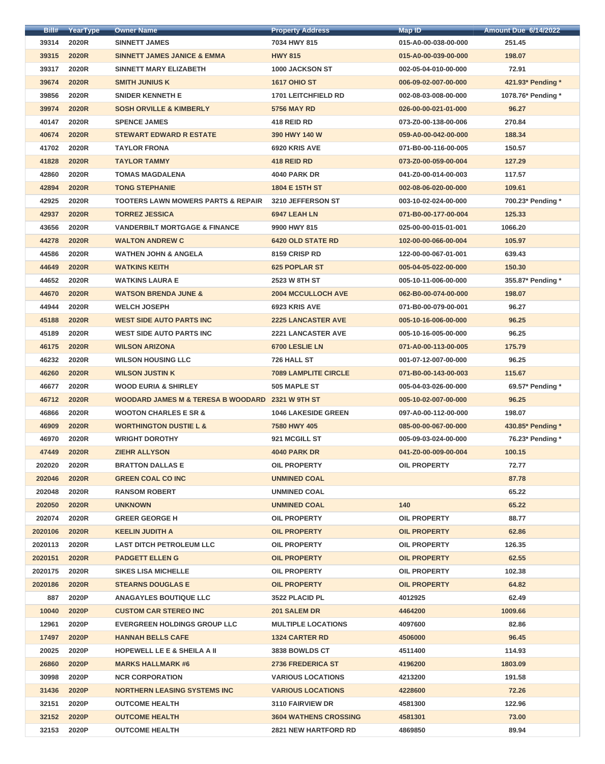| Bill# | YearType | Owner Name | Property Address | Map ID | Amount Due 6/14/2022 |
|---|---|---|---|---|---|
| 39314 | 2020R | SINNETT JAMES | 7034 HWY 815 | 015-A0-00-038-00-000 | 251.45 |
| 39315 | 2020R | SINNETT JAMES JANICE & EMMA | HWY 815 | 015-A0-00-039-00-000 | 198.07 |
| 39317 | 2020R | SINNETT MARY ELIZABETH | 1000 JACKSON ST | 002-05-04-010-00-000 | 72.91 |
| 39674 | 2020R | SMITH JUNIUS K | 1617 OHIO ST | 006-09-02-007-00-000 | 421.93* Pending * |
| 39856 | 2020R | SNIDER KENNETH E | 1701 LEITCHFIELD RD | 002-08-03-008-00-000 | 1078.76* Pending * |
| 39974 | 2020R | SOSH ORVILLE & KIMBERLY | 5756 MAY RD | 026-00-00-021-01-000 | 96.27 |
| 40147 | 2020R | SPENCE JAMES | 418 REID RD | 073-Z0-00-138-00-006 | 270.84 |
| 40674 | 2020R | STEWART EDWARD R ESTATE | 390 HWY 140 W | 059-A0-00-042-00-000 | 188.34 |
| 41702 | 2020R | TAYLOR FRONA | 6920 KRIS AVE | 071-B0-00-116-00-005 | 150.57 |
| 41828 | 2020R | TAYLOR TAMMY | 418 REID RD | 073-Z0-00-059-00-004 | 127.29 |
| 42860 | 2020R | TOMAS MAGDALENA | 4040 PARK DR | 041-Z0-00-014-00-003 | 117.57 |
| 42894 | 2020R | TONG STEPHANIE | 1804 E 15TH ST | 002-08-06-020-00-000 | 109.61 |
| 42925 | 2020R | TOOTERS LAWN MOWERS PARTS & REPAIR | 3210 JEFFERSON ST | 003-10-02-024-00-000 | 700.23* Pending * |
| 42937 | 2020R | TORREZ JESSICA | 6947 LEAH LN | 071-B0-00-177-00-004 | 125.33 |
| 43656 | 2020R | VANDERBILT MORTGAGE & FINANCE | 9900 HWY 815 | 025-00-00-015-01-001 | 1066.20 |
| 44278 | 2020R | WALTON ANDREW C | 6420 OLD STATE RD | 102-00-00-066-00-004 | 105.97 |
| 44586 | 2020R | WATHEN JOHN & ANGELA | 8159 CRISP RD | 122-00-00-067-01-001 | 639.43 |
| 44649 | 2020R | WATKINS KEITH | 625 POPLAR ST | 005-04-05-022-00-000 | 150.30 |
| 44652 | 2020R | WATKINS LAURA E | 2523 W 8TH ST | 005-10-11-006-00-000 | 355.87* Pending * |
| 44670 | 2020R | WATSON BRENDA JUNE & | 2004 MCCULLOCH AVE | 062-B0-00-074-00-000 | 198.07 |
| 44944 | 2020R | WELCH JOSEPH | 6923 KRIS AVE | 071-B0-00-079-00-001 | 96.27 |
| 45188 | 2020R | WEST SIDE AUTO PARTS INC | 2225 LANCASTER AVE | 005-10-16-006-00-000 | 96.25 |
| 45189 | 2020R | WEST SIDE AUTO PARTS INC | 2221 LANCASTER AVE | 005-10-16-005-00-000 | 96.25 |
| 46175 | 2020R | WILSON ARIZONA | 6700 LESLIE LN | 071-A0-00-113-00-005 | 175.79 |
| 46232 | 2020R | WILSON HOUSING LLC | 726 HALL ST | 001-07-12-007-00-000 | 96.25 |
| 46260 | 2020R | WILSON JUSTIN K | 7089 LAMPLITE CIRCLE | 071-B0-00-143-00-003 | 115.67 |
| 46677 | 2020R | WOOD EURIA & SHIRLEY | 505 MAPLE ST | 005-04-03-026-00-000 | 69.57* Pending * |
| 46712 | 2020R | WOODARD JAMES M & TERESA B WOODARD | 2321 W 9TH ST | 005-10-02-007-00-000 | 96.25 |
| 46866 | 2020R | WOOTON CHARLES E SR & | 1046 LAKESIDE GREEN | 097-A0-00-112-00-000 | 198.07 |
| 46909 | 2020R | WORTHINGTON DUSTIE L & | 7580 HWY 405 | 085-00-00-067-00-000 | 430.85* Pending * |
| 46970 | 2020R | WRIGHT DOROTHY | 921 MCGILL ST | 005-09-03-024-00-000 | 76.23* Pending * |
| 47449 | 2020R | ZIEHR ALLYSON | 4040 PARK DR | 041-Z0-00-009-00-004 | 100.15 |
| 202020 | 2020R | BRATTON DALLAS E | OIL PROPERTY | OIL PROPERTY | 72.77 |
| 202046 | 2020R | GREEN COAL CO INC | UNMINED COAL | | 87.78 |
| 202048 | 2020R | RANSOM ROBERT | UNMINED COAL | | 65.22 |
| 202050 | 2020R | UNKNOWN | UNMINED COAL | 140 | 65.22 |
| 202074 | 2020R | GREER GEORGE H | OIL PROPERTY | OIL PROPERTY | 88.77 |
| 2020106 | 2020R | KEELIN JUDITH A | OIL PROPERTY | OIL PROPERTY | 62.86 |
| 2020113 | 2020R | LAST DITCH PETROLEUM LLC | OIL PROPERTY | OIL PROPERTY | 126.35 |
| 2020151 | 2020R | PADGETT ELLEN G | OIL PROPERTY | OIL PROPERTY | 62.55 |
| 2020175 | 2020R | SIKES LISA MICHELLE | OIL PROPERTY | OIL PROPERTY | 102.38 |
| 2020186 | 2020R | STEARNS DOUGLAS E | OIL PROPERTY | OIL PROPERTY | 64.82 |
| 887 | 2020P | ANAGAYLES BOUTIQUE LLC | 3522 PLACID PL | 4012925 | 62.49 |
| 10040 | 2020P | CUSTOM CAR STEREO INC | 201 SALEM DR | 4464200 | 1009.66 |
| 12961 | 2020P | EVERGREEN HOLDINGS GROUP LLC | MULTIPLE LOCATIONS | 4097600 | 82.86 |
| 17497 | 2020P | HANNAH BELLS CAFE | 1324 CARTER RD | 4506000 | 96.45 |
| 20025 | 2020P | HOPEWELL LE E & SHEILA A II | 3838 BOWLDS CT | 4511400 | 114.93 |
| 26860 | 2020P | MARKS HALLMARK #6 | 2736 FREDERICA ST | 4196200 | 1803.09 |
| 30998 | 2020P | NCR CORPORATION | VARIOUS LOCATIONS | 4213200 | 191.58 |
| 31436 | 2020P | NORTHERN LEASING SYSTEMS INC | VARIOUS LOCATIONS | 4228600 | 72.26 |
| 32151 | 2020P | OUTCOME HEALTH | 3110 FAIRVIEW DR | 4581300 | 122.96 |
| 32152 | 2020P | OUTCOME HEALTH | 3604 WATHENS CROSSING | 4581301 | 73.00 |
| 32153 | 2020P | OUTCOME HEALTH | 2821 NEW HARTFORD RD | 4869850 | 89.94 |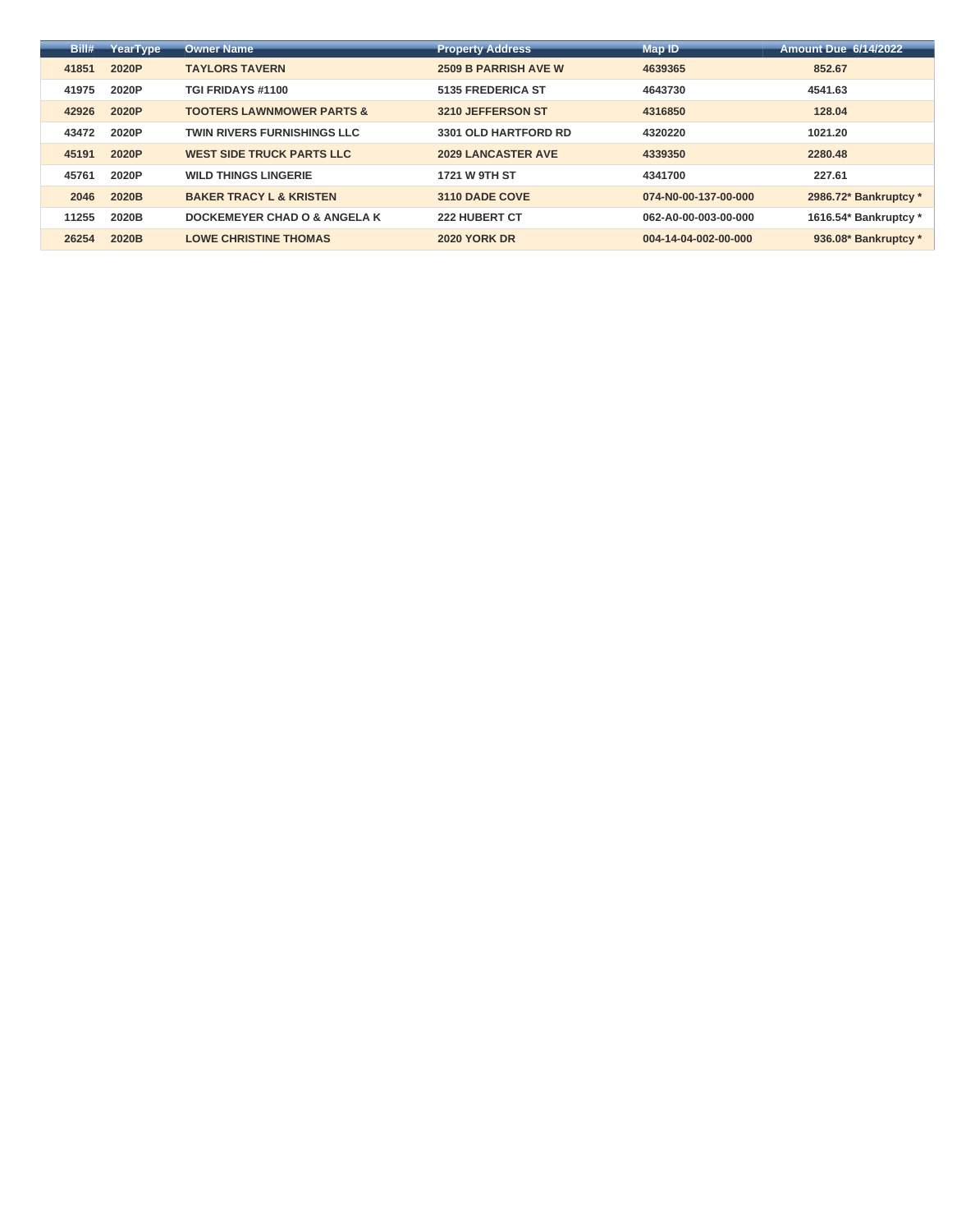| Bill# | YearType | Owner Name | Property Address | Map ID | Amount Due 6/14/2022 |
|---|---|---|---|---|---|
| 41851 | 2020P | TAYLORS TAVERN | 2509 B PARRISH AVE W | 4639365 | 852.67 |
| 41975 | 2020P | TGI FRIDAYS #1100 | 5135 FREDERICA ST | 4643730 | 4541.63 |
| 42926 | 2020P | TOOTERS LAWNMOWER PARTS & | 3210 JEFFERSON ST | 4316850 | 128.04 |
| 43472 | 2020P | TWIN RIVERS FURNISHINGS LLC | 3301 OLD HARTFORD RD | 4320220 | 1021.20 |
| 45191 | 2020P | WEST SIDE TRUCK PARTS LLC | 2029 LANCASTER AVE | 4339350 | 2280.48 |
| 45761 | 2020P | WILD THINGS LINGERIE | 1721 W 9TH ST | 4341700 | 227.61 |
| 2046 | 2020B | BAKER TRACY L & KRISTEN | 3110 DADE COVE | 074-N0-00-137-00-000 | 2986.72* Bankruptcy * |
| 11255 | 2020B | DOCKEMEYER CHAD O & ANGELA K | 222 HUBERT CT | 062-A0-00-003-00-000 | 1616.54* Bankruptcy * |
| 26254 | 2020B | LOWE CHRISTINE THOMAS | 2020 YORK DR | 004-14-04-002-00-000 | 936.08* Bankruptcy * |